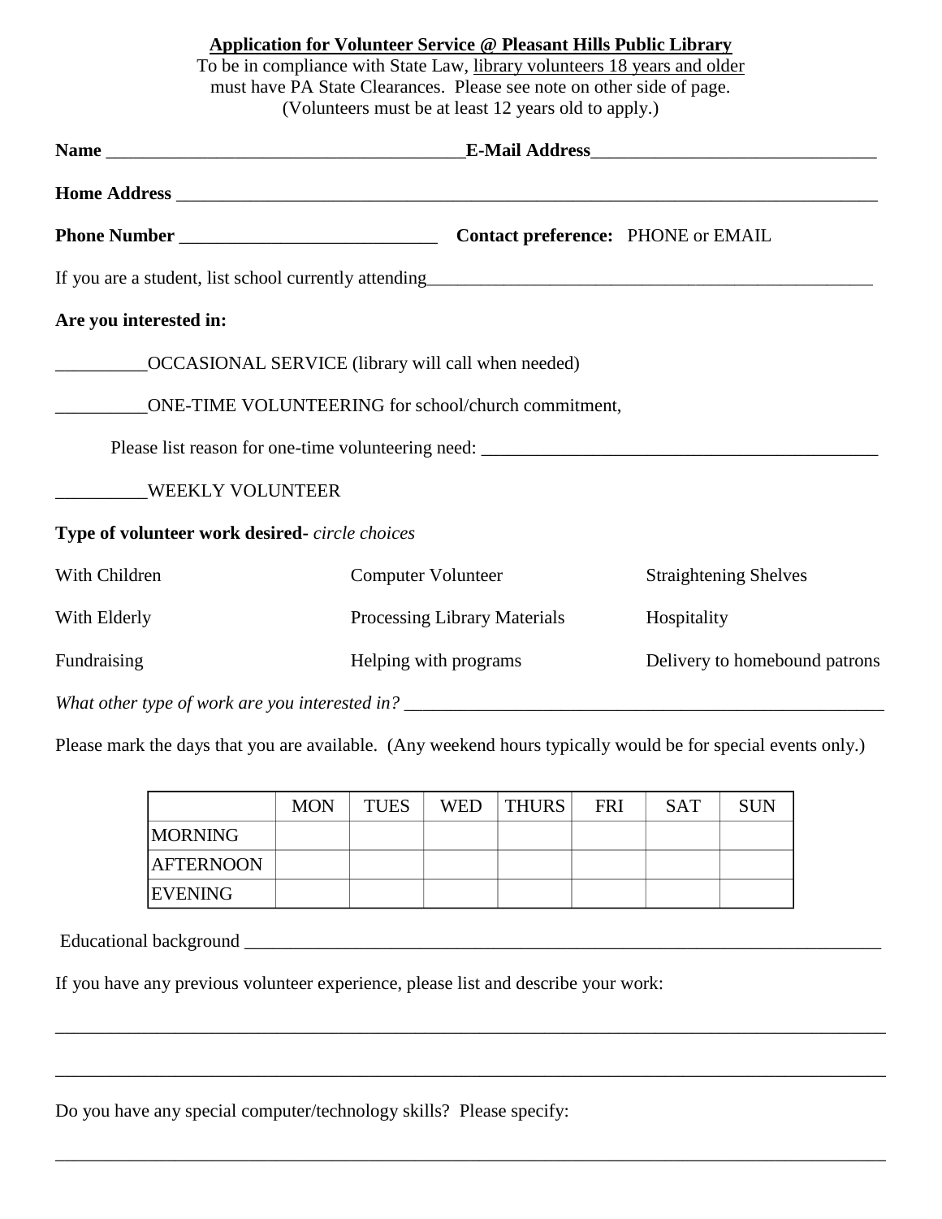**Application for Volunteer Service @ Pleasant Hills Public Library**

To be in compliance with State Law, library volunteers 18 years and older must have PA State Clearances. Please see note on other side of page. (Volunteers must be at least 12 years old to apply.)

**Name** _______________________________________ **E-Mail Address**_______________________________

**Home Address** ________________________________________________________________________________

**Phone Number** ____________________________ **Contact preference:** PHONE or EMAIL

If you are a student, list school currently attending___________________________________________________

**Are you interested in:**

__________OCCASIONAL SERVICE (library will call when needed)

__________ONE-TIME VOLUNTEERING for school/church commitment,

Please list reason for one-time volunteering need: ____________________________________________

__________WEEKLY VOLUNTEER

**Type of volunteer work desired-** *circle choices*

With Children | Computer Volunteer | Straightening Shelves

With Elderly | Processing Library Materials | Hospitality

Fundraising | Helping with programs | Delivery to homebound patrons

*What other type of work are you interested in?* ______________________________________________________

Please mark the days that you are available. (Any weekend hours typically would be for special events only.)

| | MON | TUES | WED | THURS | FRI | SAT | SUN |
|---|---|---|---|---|---|---|---|
| MORNING | | | | | | | |
| AFTERNOON | | | | | | | |
| EVENING | | | | | | | |

Educational background ________________________________________________________________________

If you have any previous volunteer experience, please list and describe your work:

_____________________________________________________________________________________________

_____________________________________________________________________________________________

Do you have any special computer/technology skills? Please specify:

_____________________________________________________________________________________________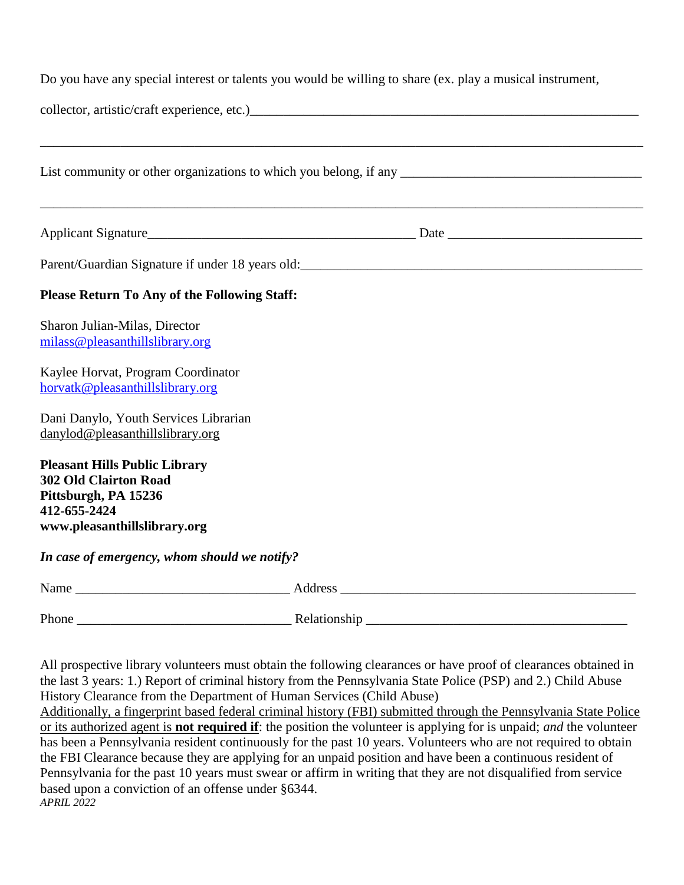Do you have any special interest or talents you would be willing to share (ex. play a musical instrument,

collector, artistic/craft experience, etc.)_______________________________________________________________

_____________________________________________________________________________________________

List community or other organizations to which you belong, if any ____________________________________

_____________________________________________________________________________________________

Applicant Signature__________________________________________ Date ____________________________

Parent/Guardian Signature if under 18 years old:_______________________________________________________

**Please Return To Any of the Following Staff:**

Sharon Julian-Milas, Director
milass@pleasanthillslibrary.org

Kaylee Horvat, Program Coordinator
horvatk@pleasanthillslibrary.org

Dani Danylo, Youth Services Librarian
danylod@pleasanthillslibrary.org

**Pleasant Hills Public Library**
**302 Old Clairton Road**
**Pittsburgh, PA 15236**
**412-655-2424**
**www.pleasanthillslibrary.org**

***In case of emergency, whom should we notify?***

Name _________________________________ Address _____________________________________________

Phone _________________________________ Relationship _________________________________________

All prospective library volunteers must obtain the following clearances or have proof of clearances obtained in the last 3 years: 1.) Report of criminal history from the Pennsylvania State Police (PSP) and 2.) Child Abuse History Clearance from the Department of Human Services (Child Abuse)
Additionally, a fingerprint based federal criminal history (FBI) submitted through the Pennsylvania State Police or its authorized agent is **not required if**: the position the volunteer is applying for is unpaid; *and* the volunteer has been a Pennsylvania resident continuously for the past 10 years. Volunteers who are not required to obtain the FBI Clearance because they are applying for an unpaid position and have been a continuous resident of Pennsylvania for the past 10 years must swear or affirm in writing that they are not disqualified from service based upon a conviction of an offense under §6344.

*APRIL 2022*